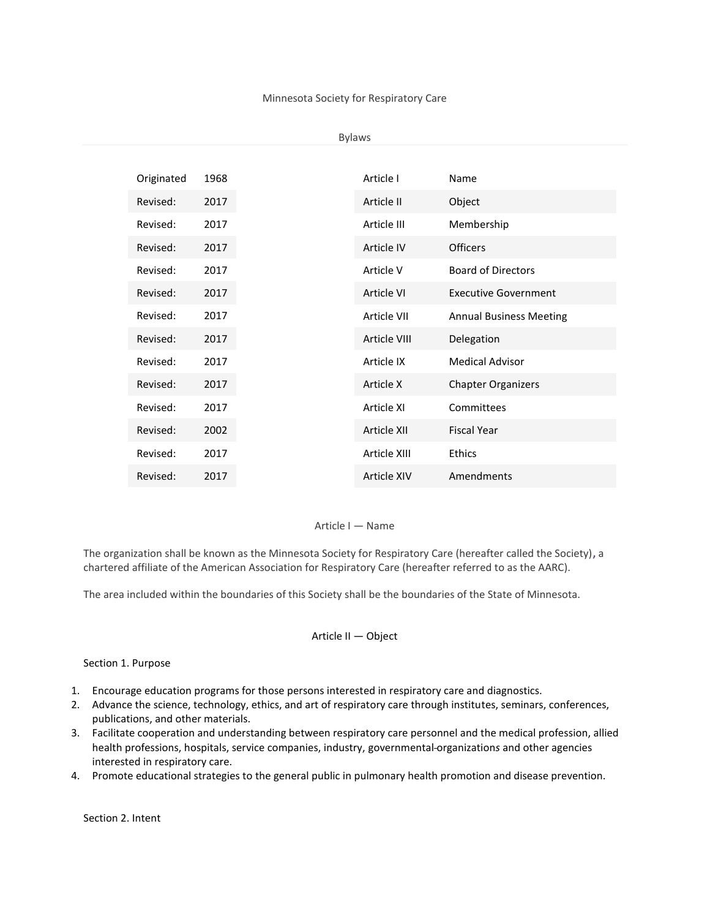Minnesota Society for Respiratory Care

Bylaws

| | | | Article | |
|---|---|---|---|---|
| Originated | 1968 | | Article I | Name |
| Revised: | 2017 | | Article II | Object |
| Revised: | 2017 | | Article III | Membership |
| Revised: | 2017 | | Article IV | Officers |
| Revised: | 2017 | | Article V | Board of Directors |
| Revised: | 2017 | | Article VI | Executive Government |
| Revised: | 2017 | | Article VII | Annual Business Meeting |
| Revised: | 2017 | | Article VIII | Delegation |
| Revised: | 2017 | | Article IX | Medical Advisor |
| Revised: | 2017 | | Article X | Chapter Organizers |
| Revised: | 2017 | | Article XI | Committees |
| Revised: | 2002 | | Article XII | Fiscal Year |
| Revised: | 2017 | | Article XIII | Ethics |
| Revised: | 2017 | | Article XIV | Amendments |

## Article I — Name

The organization shall be known as the Minnesota Society for Respiratory Care (hereafter called the Society), a chartered affiliate of the American Association for Respiratory Care (hereafter referred to as the AARC).

The area included within the boundaries of this Society shall be the boundaries of the State of Minnesota.

## Article II — Object

### Section 1. Purpose

1. Encourage education programs for those persons interested in respiratory care and diagnostics.
2. Advance the science, technology, ethics, and art of respiratory care through institutes, seminars, conferences, publications, and other materials.
3. Facilitate cooperation and understanding between respiratory care personnel and the medical profession, allied health professions, hospitals, service companies, industry, governmental-organizations and other agencies interested in respiratory care.
4. Promote educational strategies to the general public in pulmonary health promotion and disease prevention.

### Section 2. Intent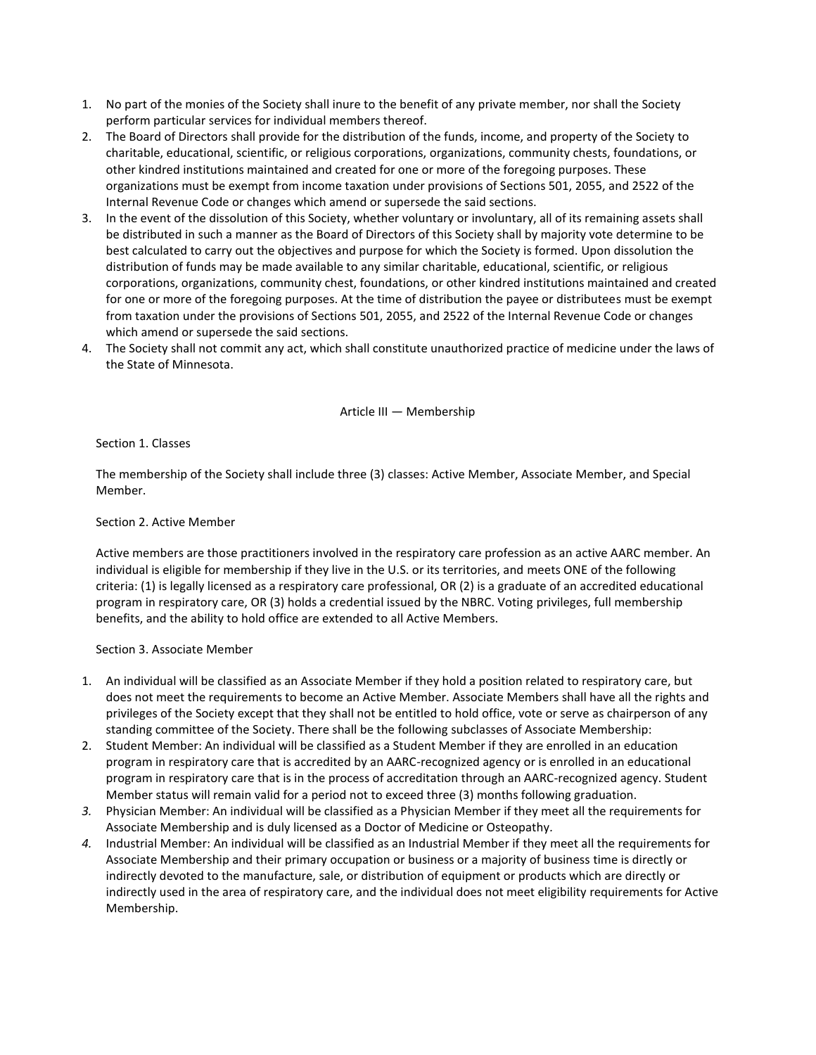1. No part of the monies of the Society shall inure to the benefit of any private member, nor shall the Society perform particular services for individual members thereof.
2. The Board of Directors shall provide for the distribution of the funds, income, and property of the Society to charitable, educational, scientific, or religious corporations, organizations, community chests, foundations, or other kindred institutions maintained and created for one or more of the foregoing purposes. These organizations must be exempt from income taxation under provisions of Sections 501, 2055, and 2522 of the Internal Revenue Code or changes which amend or supersede the said sections.
3. In the event of the dissolution of this Society, whether voluntary or involuntary, all of its remaining assets shall be distributed in such a manner as the Board of Directors of this Society shall by majority vote determine to be best calculated to carry out the objectives and purpose for which the Society is formed. Upon dissolution the distribution of funds may be made available to any similar charitable, educational, scientific, or religious corporations, organizations, community chest, foundations, or other kindred institutions maintained and created for one or more of the foregoing purposes. At the time of distribution the payee or distributees must be exempt from taxation under the provisions of Sections 501, 2055, and 2522 of the Internal Revenue Code or changes which amend or supersede the said sections.
4. The Society shall not commit any act, which shall constitute unauthorized practice of medicine under the laws of the State of Minnesota.

## Article III — Membership

### Section 1. Classes

The membership of the Society shall include three (3) classes: Active Member, Associate Member, and Special Member.

### Section 2. Active Member

Active members are those practitioners involved in the respiratory care profession as an active AARC member. An individual is eligible for membership if they live in the U.S. or its territories, and meets ONE of the following criteria: (1) is legally licensed as a respiratory care professional, OR (2) is a graduate of an accredited educational program in respiratory care, OR (3) holds a credential issued by the NBRC. Voting privileges, full membership benefits, and the ability to hold office are extended to all Active Members.

### Section 3. Associate Member

1. An individual will be classified as an Associate Member if they hold a position related to respiratory care, but does not meet the requirements to become an Active Member. Associate Members shall have all the rights and privileges of the Society except that they shall not be entitled to hold office, vote or serve as chairperson of any standing committee of the Society. There shall be the following subclasses of Associate Membership:
2. Student Member: An individual will be classified as a Student Member if they are enrolled in an education program in respiratory care that is accredited by an AARC-recognized agency or is enrolled in an educational program in respiratory care that is in the process of accreditation through an AARC-recognized agency. Student Member status will remain valid for a period not to exceed three (3) months following graduation.
3. Physician Member: An individual will be classified as a Physician Member if they meet all the requirements for Associate Membership and is duly licensed as a Doctor of Medicine or Osteopathy.
4. Industrial Member: An individual will be classified as an Industrial Member if they meet all the requirements for Associate Membership and their primary occupation or business or a majority of business time is directly or indirectly devoted to the manufacture, sale, or distribution of equipment or products which are directly or indirectly used in the area of respiratory care, and the individual does not meet eligibility requirements for Active Membership.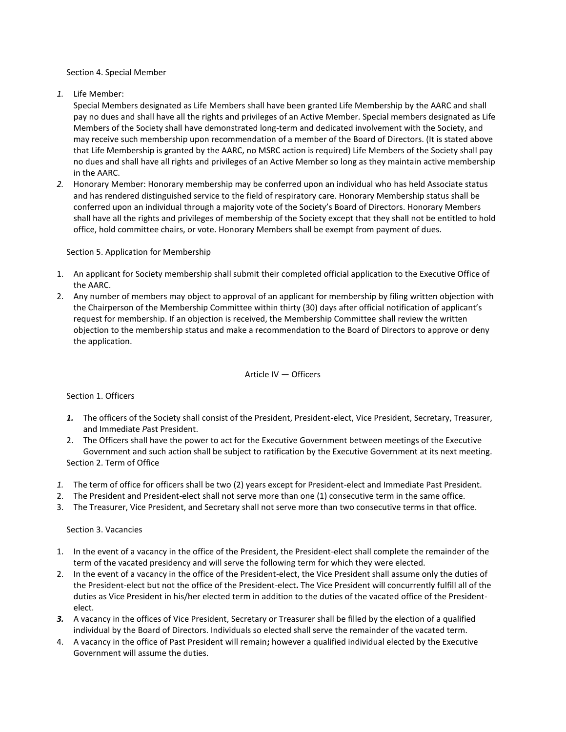Section 4. Special Member

1. Life Member:
   Special Members designated as Life Members shall have been granted Life Membership by the AARC and shall pay no dues and shall have all the rights and privileges of an Active Member. Special members designated as Life Members of the Society shall have demonstrated long-term and dedicated involvement with the Society, and may receive such membership upon recommendation of a member of the Board of Directors. (It is stated above that Life Membership is granted by the AARC, no MSRC action is required) Life Members of the Society shall pay no dues and shall have all rights and privileges of an Active Member so long as they maintain active membership in the AARC.
2. Honorary Member: Honorary membership may be conferred upon an individual who has held Associate status and has rendered distinguished service to the field of respiratory care. Honorary Membership status shall be conferred upon an individual through a majority vote of the Society's Board of Directors. Honorary Members shall have all the rights and privileges of membership of the Society except that they shall not be entitled to hold office, hold committee chairs, or vote. Honorary Members shall be exempt from payment of dues.

Section 5. Application for Membership

1. An applicant for Society membership shall submit their completed official application to the Executive Office of the AARC.
2. Any number of members may object to approval of an applicant for membership by filing written objection with the Chairperson of the Membership Committee within thirty (30) days after official notification of applicant's request for membership. If an objection is received, the Membership Committee shall review the written objection to the membership status and make a recommendation to the Board of Directors to approve or deny the application.

## Article IV — Officers

Section 1. Officers

1. The officers of the Society shall consist of the President, President-elect, Vice President, Secretary, Treasurer, and Immediate Past President.
2. The Officers shall have the power to act for the Executive Government between meetings of the Executive Government and such action shall be subject to ratification by the Executive Government at its next meeting.

Section 2. Term of Office

1. The term of office for officers shall be two (2) years except for President-elect and Immediate Past President.
2. The President and President-elect shall not serve more than one (1) consecutive term in the same office.
3. The Treasurer, Vice President, and Secretary shall not serve more than two consecutive terms in that office.

Section 3. Vacancies

1. In the event of a vacancy in the office of the President, the President-elect shall complete the remainder of the term of the vacated presidency and will serve the following term for which they were elected.
2. In the event of a vacancy in the office of the President-elect, the Vice President shall assume only the duties of the President-elect but not the office of the President-elect**.** The Vice President will concurrently fulfill all of the duties as Vice President in his/her elected term in addition to the duties of the vacated office of the President-elect.
3. A vacancy in the offices of Vice President, Secretary or Treasurer shall be filled by the election of a qualified individual by the Board of Directors. Individuals so elected shall serve the remainder of the vacated term.
4. A vacancy in the office of Past President will remain**;** however a qualified individual elected by the Executive Government will assume the duties.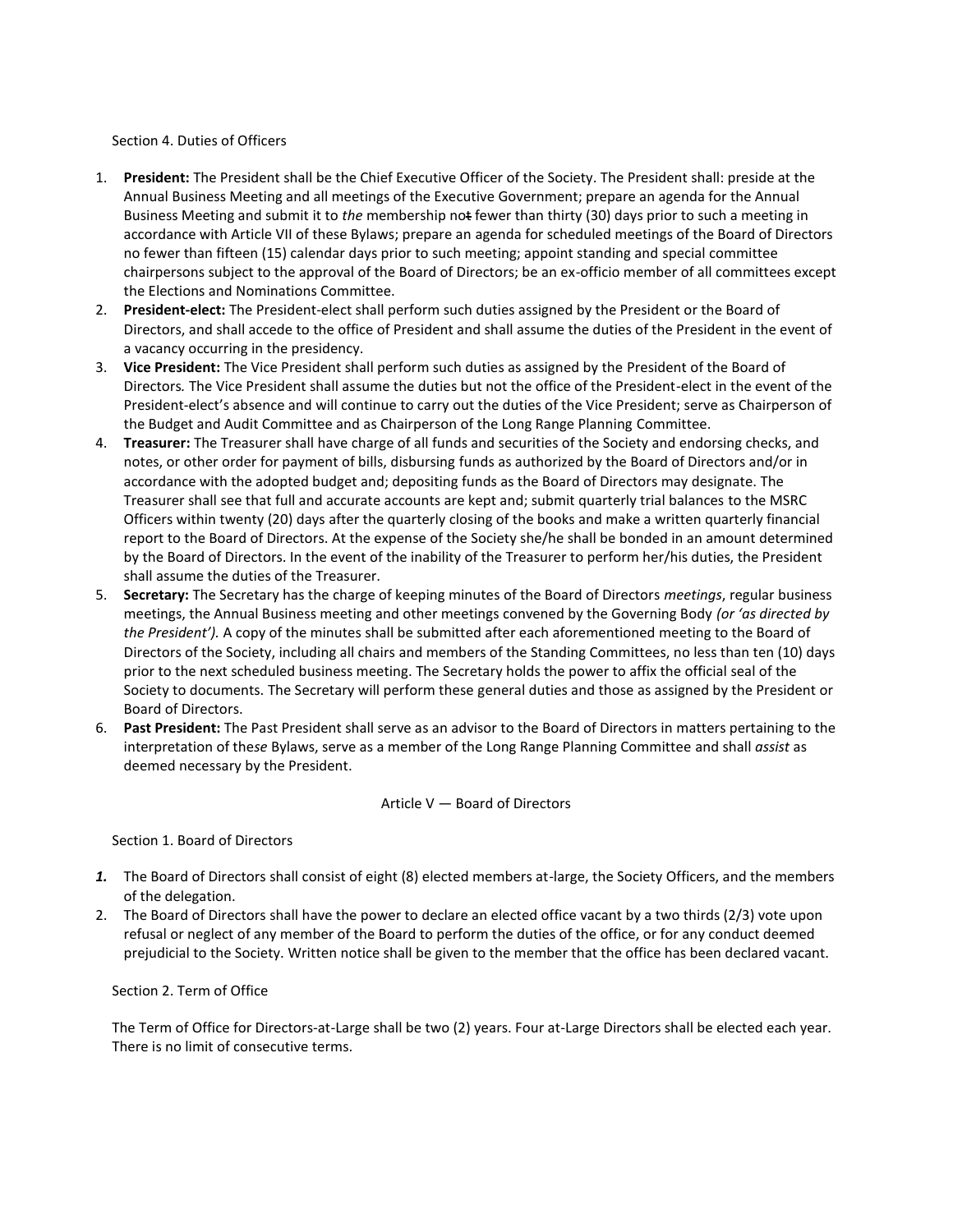Section 4. Duties of Officers

1. **President:** The President shall be the Chief Executive Officer of the Society. The President shall: preside at the Annual Business Meeting and all meetings of the Executive Government; prepare an agenda for the Annual Business Meeting and submit it to *the* membership no~~t~~ fewer than thirty (30) days prior to such a meeting in accordance with Article VII of these Bylaws; prepare an agenda for scheduled meetings of the Board of Directors no fewer than fifteen (15) calendar days prior to such meeting; appoint standing and special committee chairpersons subject to the approval of the Board of Directors; be an ex-officio member of all committees except the Elections and Nominations Committee.
2. **President-elect:** The President-elect shall perform such duties assigned by the President or the Board of Directors, and shall accede to the office of President and shall assume the duties of the President in the event of a vacancy occurring in the presidency.
3. **Vice President:** The Vice President shall perform such duties as assigned by the President of the Board of Directors*.* The Vice President shall assume the duties but not the office of the President-elect in the event of the President-elect's absence and will continue to carry out the duties of the Vice President; serve as Chairperson of the Budget and Audit Committee and as Chairperson of the Long Range Planning Committee.
4. **Treasurer:** The Treasurer shall have charge of all funds and securities of the Society and endorsing checks, and notes, or other order for payment of bills, disbursing funds as authorized by the Board of Directors and/or in accordance with the adopted budget and; depositing funds as the Board of Directors may designate. The Treasurer shall see that full and accurate accounts are kept and; submit quarterly trial balances to the MSRC Officers within twenty (20) days after the quarterly closing of the books and make a written quarterly financial report to the Board of Directors. At the expense of the Society she/he shall be bonded in an amount determined by the Board of Directors. In the event of the inability of the Treasurer to perform her/his duties, the President shall assume the duties of the Treasurer.
5. **Secretary:** The Secretary has the charge of keeping minutes of the Board of Directors *meetings*, regular business meetings, the Annual Business meeting and other meetings convened by the Governing Body *(or 'as directed by the President').* A copy of the minutes shall be submitted after each aforementioned meeting to the Board of Directors of the Society, including all chairs and members of the Standing Committees, no less than ten (10) days prior to the next scheduled business meeting. The Secretary holds the power to affix the official seal of the Society to documents. The Secretary will perform these general duties and those as assigned by the President or Board of Directors.
6. **Past President:** The Past President shall serve as an advisor to the Board of Directors in matters pertaining to the interpretation of the*se* Bylaws, serve as a member of the Long Range Planning Committee and shall *assist* as deemed necessary by the President.

Article V — Board of Directors

Section 1. Board of Directors

1. The Board of Directors shall consist of eight (8) elected members at-large, the Society Officers, and the members of the delegation.
2. The Board of Directors shall have the power to declare an elected office vacant by a two thirds (2/3) vote upon refusal or neglect of any member of the Board to perform the duties of the office, or for any conduct deemed prejudicial to the Society. Written notice shall be given to the member that the office has been declared vacant.

Section 2. Term of Office

The Term of Office for Directors-at-Large shall be two (2) years. Four at-Large Directors shall be elected each year. There is no limit of consecutive terms.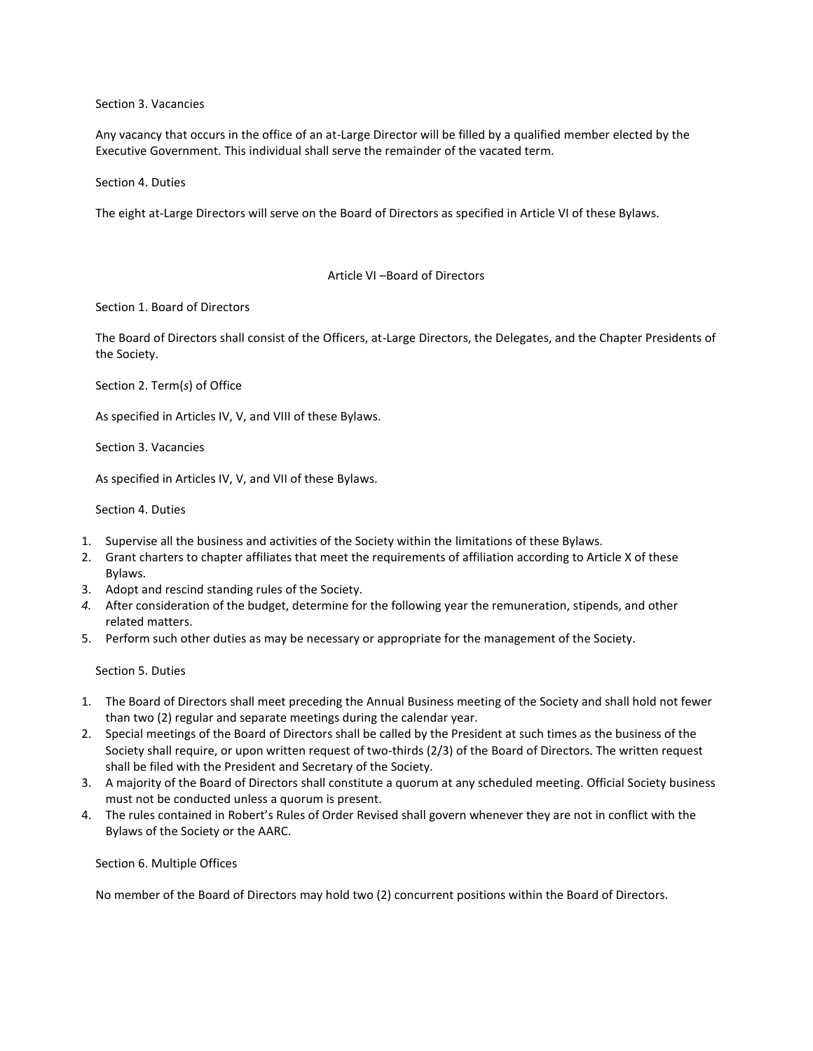### Section 3. Vacancies

Any vacancy that occurs in the office of an at-Large Director will be filled by a qualified member elected by the Executive Government. This individual shall serve the remainder of the vacated term.

### Section 4. Duties

The eight at-Large Directors will serve on the Board of Directors as specified in Article VI of these Bylaws.

## Article VI –Board of Directors

### Section 1. Board of Directors

The Board of Directors shall consist of the Officers, at-Large Directors, the Delegates, and the Chapter Presidents of the Society.

### Section 2. Term(*s*) of Office

As specified in Articles IV, V, and VIII of these Bylaws.

### Section 3. Vacancies

As specified in Articles IV, V, and VII of these Bylaws.

### Section 4. Duties

1. Supervise all the business and activities of the Society within the limitations of these Bylaws.
2. Grant charters to chapter affiliates that meet the requirements of affiliation according to Article X of these Bylaws.
3. Adopt and rescind standing rules of the Society.
4. After consideration of the budget, determine for the following year the remuneration, stipends, and other related matters.
5. Perform such other duties as may be necessary or appropriate for the management of the Society.

### Section 5. Duties

1. The Board of Directors shall meet preceding the Annual Business meeting of the Society and shall hold not fewer than two (2) regular and separate meetings during the calendar year.
2. Special meetings of the Board of Directors shall be called by the President at such times as the business of the Society shall require, or upon written request of two-thirds (2/3) of the Board of Directors. The written request shall be filed with the President and Secretary of the Society.
3. A majority of the Board of Directors shall constitute a quorum at any scheduled meeting. Official Society business must not be conducted unless a quorum is present.
4. The rules contained in Robert's Rules of Order Revised shall govern whenever they are not in conflict with the Bylaws of the Society or the AARC.

### Section 6. Multiple Offices

No member of the Board of Directors may hold two (2) concurrent positions within the Board of Directors.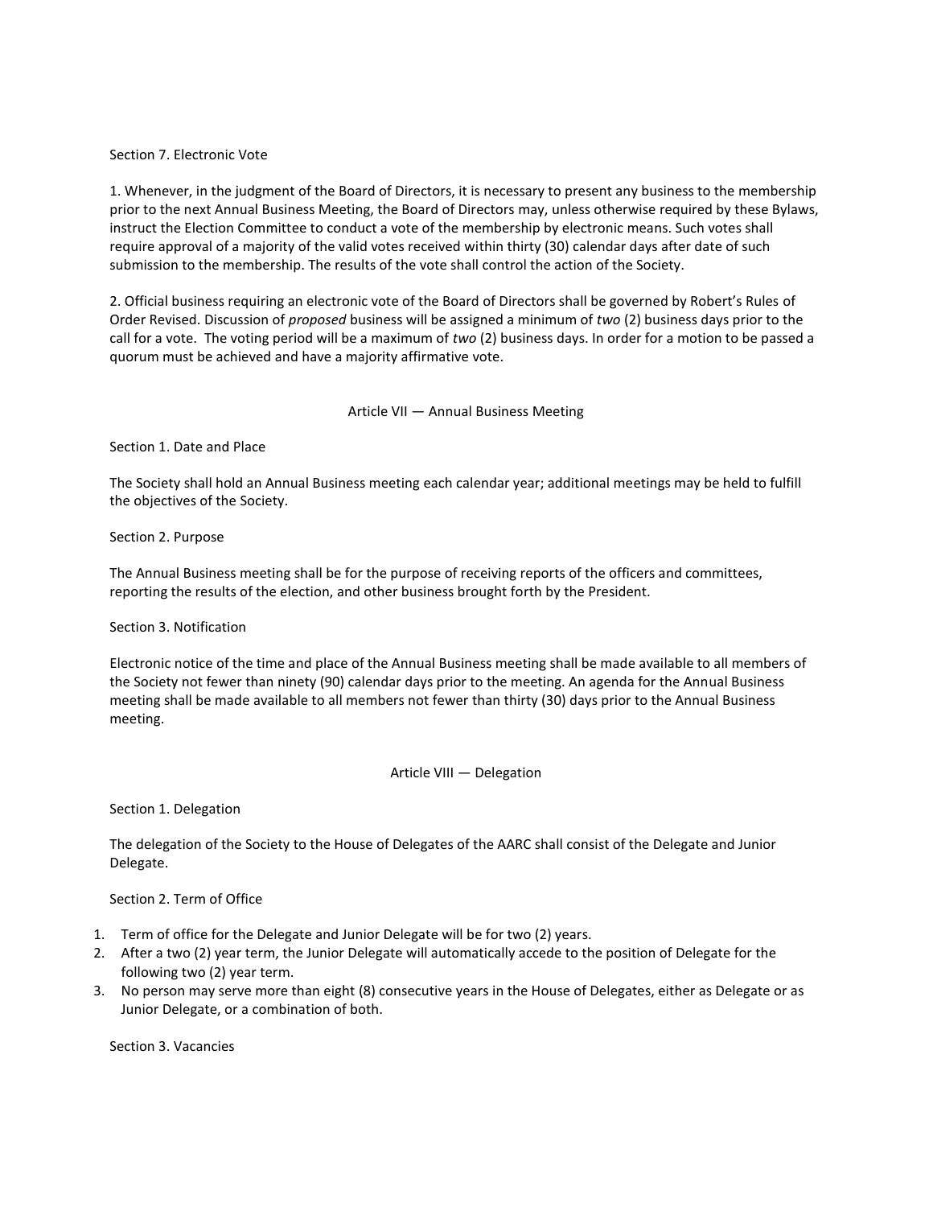Section 7. Electronic Vote

1. Whenever, in the judgment of the Board of Directors, it is necessary to present any business to the membership prior to the next Annual Business Meeting, the Board of Directors may, unless otherwise required by these Bylaws, instruct the Election Committee to conduct a vote of the membership by electronic means. Such votes shall require approval of a majority of the valid votes received within thirty (30) calendar days after date of such submission to the membership. The results of the vote shall control the action of the Society.

2. Official business requiring an electronic vote of the Board of Directors shall be governed by Robert's Rules of Order Revised. Discussion of *proposed* business will be assigned a minimum of *two* (2) business days prior to the call for a vote. The voting period will be a maximum of *two* (2) business days. In order for a motion to be passed a quorum must be achieved and have a majority affirmative vote.

## Article VII — Annual Business Meeting

Section 1. Date and Place

The Society shall hold an Annual Business meeting each calendar year; additional meetings may be held to fulfill the objectives of the Society.

Section 2. Purpose

The Annual Business meeting shall be for the purpose of receiving reports of the officers and committees, reporting the results of the election, and other business brought forth by the President.

Section 3. Notification

Electronic notice of the time and place of the Annual Business meeting shall be made available to all members of the Society not fewer than ninety (90) calendar days prior to the meeting. An agenda for the Annual Business meeting shall be made available to all members not fewer than thirty (30) days prior to the Annual Business meeting.

## Article VIII — Delegation

Section 1. Delegation

The delegation of the Society to the House of Delegates of the AARC shall consist of the Delegate and Junior Delegate.

Section 2. Term of Office

1. Term of office for the Delegate and Junior Delegate will be for two (2) years.
2. After a two (2) year term, the Junior Delegate will automatically accede to the position of Delegate for the following two (2) year term.
3. No person may serve more than eight (8) consecutive years in the House of Delegates, either as Delegate or as Junior Delegate, or a combination of both.

Section 3. Vacancies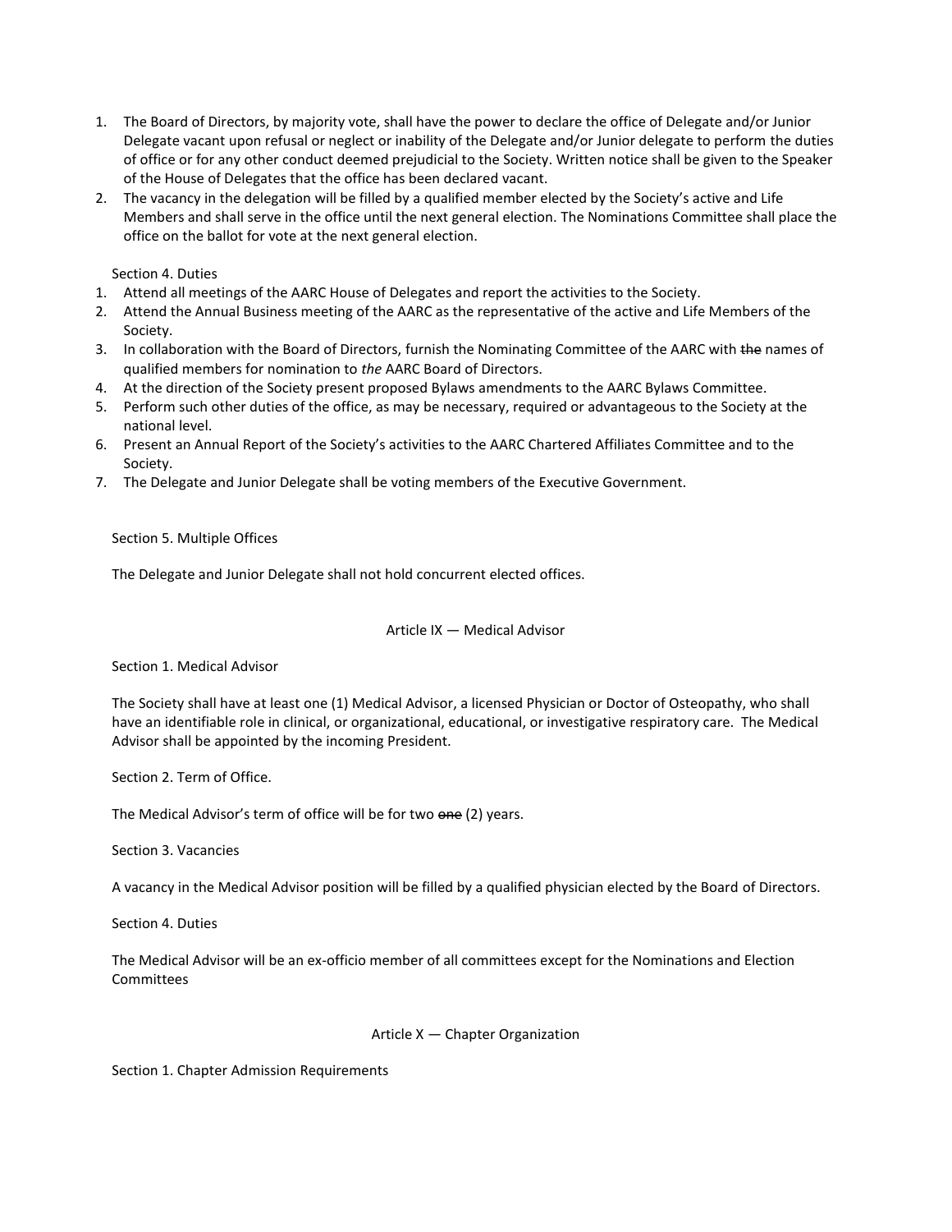1. The Board of Directors, by majority vote, shall have the power to declare the office of Delegate and/or Junior Delegate vacant upon refusal or neglect or inability of the Delegate and/or Junior delegate to perform the duties of office or for any other conduct deemed prejudicial to the Society. Written notice shall be given to the Speaker of the House of Delegates that the office has been declared vacant.
2. The vacancy in the delegation will be filled by a qualified member elected by the Society's active and Life Members and shall serve in the office until the next general election. The Nominations Committee shall place the office on the ballot for vote at the next general election.

Section 4. Duties

1. Attend all meetings of the AARC House of Delegates and report the activities to the Society.
2. Attend the Annual Business meeting of the AARC as the representative of the active and Life Members of the Society.
3. In collaboration with the Board of Directors, furnish the Nominating Committee of the AARC with ~~the~~ names of qualified members for nomination to *the* AARC Board of Directors.
4. At the direction of the Society present proposed Bylaws amendments to the AARC Bylaws Committee.
5. Perform such other duties of the office, as may be necessary, required or advantageous to the Society at the national level.
6. Present an Annual Report of the Society's activities to the AARC Chartered Affiliates Committee and to the Society.
7. The Delegate and Junior Delegate shall be voting members of the Executive Government.

Section 5. Multiple Offices

The Delegate and Junior Delegate shall not hold concurrent elected offices.

## Article IX — Medical Advisor

Section 1. Medical Advisor

The Society shall have at least one (1) Medical Advisor, a licensed Physician or Doctor of Osteopathy, who shall have an identifiable role in clinical, or organizational, educational, or investigative respiratory care. The Medical Advisor shall be appointed by the incoming President.

Section 2. Term of Office.

The Medical Advisor's term of office will be for two ~~one~~ (2) years.

Section 3. Vacancies

A vacancy in the Medical Advisor position will be filled by a qualified physician elected by the Board of Directors.

Section 4. Duties

The Medical Advisor will be an ex-officio member of all committees except for the Nominations and Election Committees

## Article X — Chapter Organization

Section 1. Chapter Admission Requirements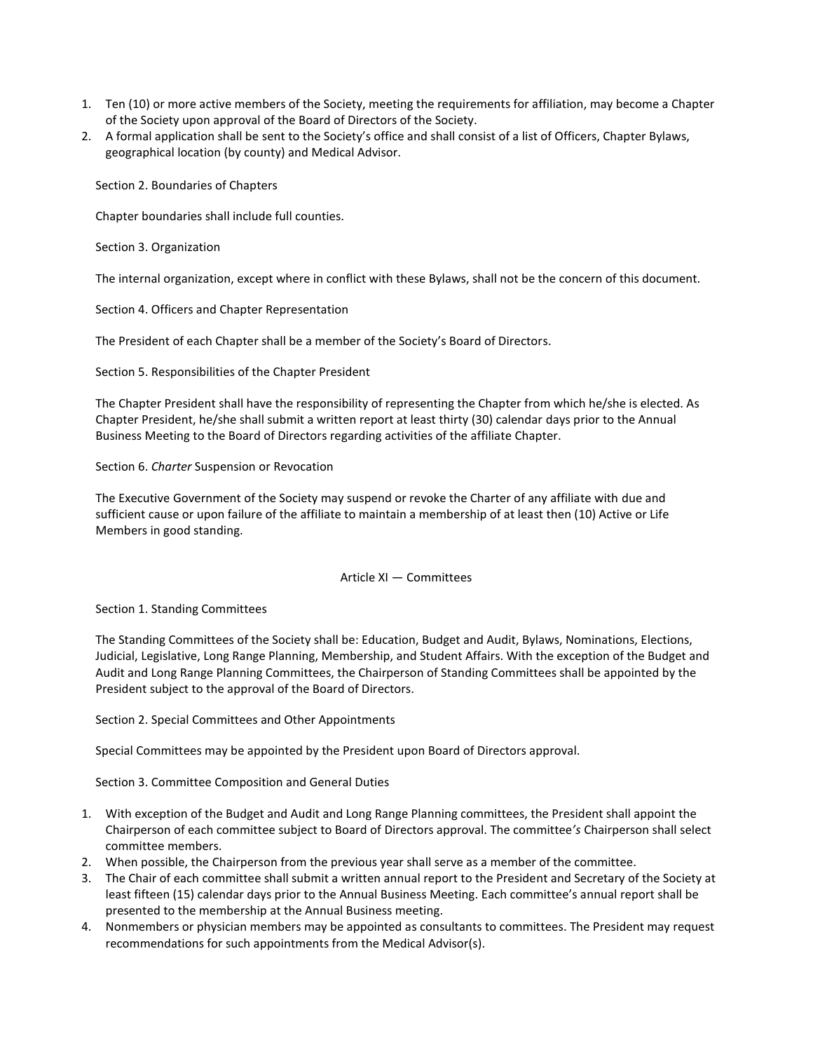1. Ten (10) or more active members of the Society, meeting the requirements for affiliation, may become a Chapter of the Society upon approval of the Board of Directors of the Society.
2. A formal application shall be sent to the Society's office and shall consist of a list of Officers, Chapter Bylaws, geographical location (by county) and Medical Advisor.

Section 2. Boundaries of Chapters

Chapter boundaries shall include full counties.

Section 3. Organization

The internal organization, except where in conflict with these Bylaws, shall not be the concern of this document.

Section 4. Officers and Chapter Representation

The President of each Chapter shall be a member of the Society's Board of Directors.

Section 5. Responsibilities of the Chapter President

The Chapter President shall have the responsibility of representing the Chapter from which he/she is elected. As Chapter President, he/she shall submit a written report at least thirty (30) calendar days prior to the Annual Business Meeting to the Board of Directors regarding activities of the affiliate Chapter.

Section 6. *Charter* Suspension or Revocation

The Executive Government of the Society may suspend or revoke the Charter of any affiliate with due and sufficient cause or upon failure of the affiliate to maintain a membership of at least then (10) Active or Life Members in good standing.

## Article XI — Committees

Section 1. Standing Committees

The Standing Committees of the Society shall be: Education, Budget and Audit, Bylaws, Nominations, Elections, Judicial, Legislative, Long Range Planning, Membership, and Student Affairs. With the exception of the Budget and Audit and Long Range Planning Committees, the Chairperson of Standing Committees shall be appointed by the President subject to the approval of the Board of Directors.

Section 2. Special Committees and Other Appointments

Special Committees may be appointed by the President upon Board of Directors approval.

Section 3. Committee Composition and General Duties

1. With exception of the Budget and Audit and Long Range Planning committees, the President shall appoint the Chairperson of each committee subject to Board of Directors approval. The committee*'s* Chairperson shall select committee members.
2. When possible, the Chairperson from the previous year shall serve as a member of the committee.
3. The Chair of each committee shall submit a written annual report to the President and Secretary of the Society at least fifteen (15) calendar days prior to the Annual Business Meeting. Each committee's annual report shall be presented to the membership at the Annual Business meeting.
4. Nonmembers or physician members may be appointed as consultants to committees. The President may request recommendations for such appointments from the Medical Advisor(s).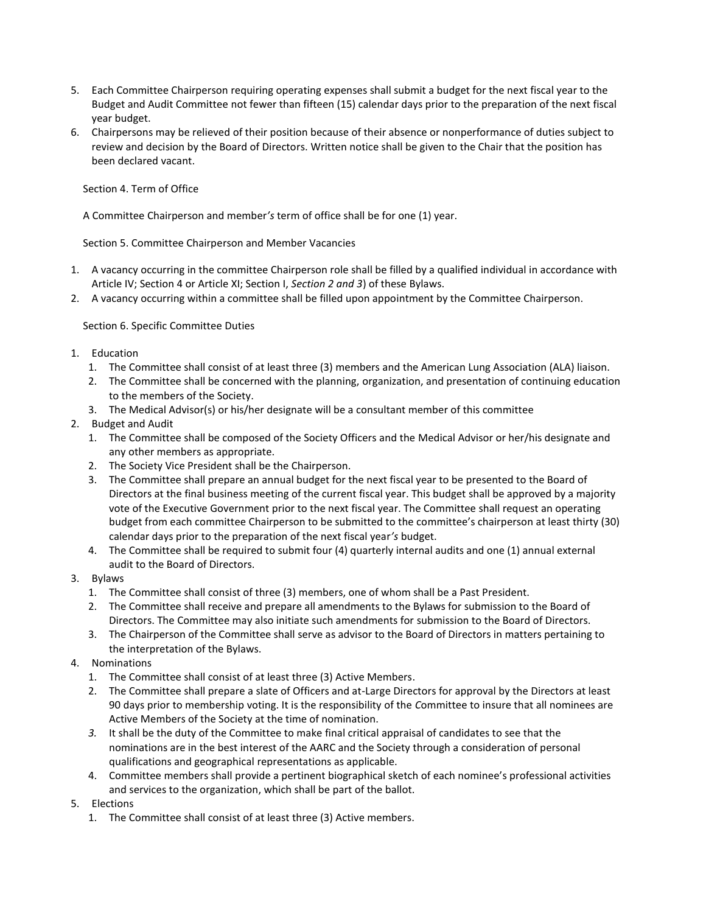5. Each Committee Chairperson requiring operating expenses shall submit a budget for the next fiscal year to the Budget and Audit Committee not fewer than fifteen (15) calendar days prior to the preparation of the next fiscal year budget.
6. Chairpersons may be relieved of their position because of their absence or nonperformance of duties subject to review and decision by the Board of Directors. Written notice shall be given to the Chair that the position has been declared vacant.

Section 4. Term of Office

A Committee Chairperson and member*'s* term of office shall be for one (1) year.

Section 5. Committee Chairperson and Member Vacancies

1. A vacancy occurring in the committee Chairperson role shall be filled by a qualified individual in accordance with Article IV; Section 4 or Article XI; Section I, *Section 2 and 3*) of these Bylaws.
2. A vacancy occurring within a committee shall be filled upon appointment by the Committee Chairperson.

Section 6. Specific Committee Duties

1. Education
   1. The Committee shall consist of at least three (3) members and the American Lung Association (ALA) liaison.
   2. The Committee shall be concerned with the planning, organization, and presentation of continuing education to the members of the Society.
   3. The Medical Advisor(s) or his/her designate will be a consultant member of this committee
2. Budget and Audit
   1. The Committee shall be composed of the Society Officers and the Medical Advisor or her/his designate and any other members as appropriate.
   2. The Society Vice President shall be the Chairperson.
   3. The Committee shall prepare an annual budget for the next fiscal year to be presented to the Board of Directors at the final business meeting of the current fiscal year. This budget shall be approved by a majority vote of the Executive Government prior to the next fiscal year. The Committee shall request an operating budget from each committee Chairperson to be submitted to the committee's chairperson at least thirty (30) calendar days prior to the preparation of the next fiscal year*'s* budget.
   4. The Committee shall be required to submit four (4) quarterly internal audits and one (1) annual external audit to the Board of Directors.
3. Bylaws
   1. The Committee shall consist of three (3) members, one of whom shall be a Past President.
   2. The Committee shall receive and prepare all amendments to the Bylaws for submission to the Board of Directors. The Committee may also initiate such amendments for submission to the Board of Directors.
   3. The Chairperson of the Committee shall serve as advisor to the Board of Directors in matters pertaining to the interpretation of the Bylaws.
4. Nominations
   1. The Committee shall consist of at least three (3) Active Members.
   2. The Committee shall prepare a slate of Officers and at-Large Directors for approval by the Directors at least 90 days prior to membership voting. It is the responsibility of the *C*ommittee to insure that all nominees are Active Members of the Society at the time of nomination.
   3. It shall be the duty of the Committee to make final critical appraisal of candidates to see that the nominations are in the best interest of the AARC and the Society through a consideration of personal qualifications and geographical representations as applicable.
   4. Committee members shall provide a pertinent biographical sketch of each nominee's professional activities and services to the organization, which shall be part of the ballot.
5. Elections
   1. The Committee shall consist of at least three (3) Active members.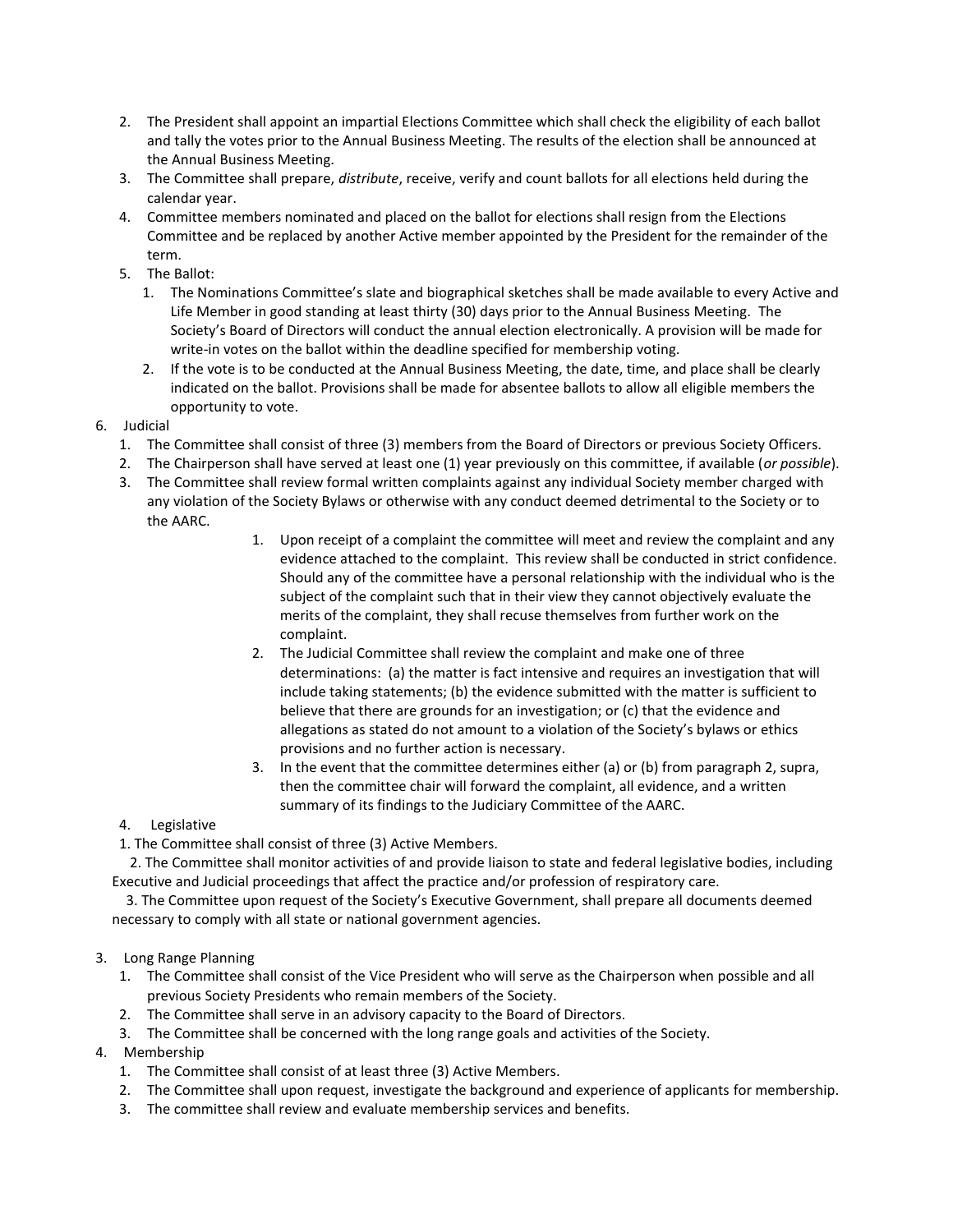2. The President shall appoint an impartial Elections Committee which shall check the eligibility of each ballot and tally the votes prior to the Annual Business Meeting. The results of the election shall be announced at the Annual Business Meeting.
3. The Committee shall prepare, *distribute*, receive, verify and count ballots for all elections held during the calendar year.
4. Committee members nominated and placed on the ballot for elections shall resign from the Elections Committee and be replaced by another Active member appointed by the President for the remainder of the term.
5. The Ballot:
   1. The Nominations Committee's slate and biographical sketches shall be made available to every Active and Life Member in good standing at least thirty (30) days prior to the Annual Business Meeting. The Society's Board of Directors will conduct the annual election electronically. A provision will be made for write-in votes on the ballot within the deadline specified for membership voting.
   2. If the vote is to be conducted at the Annual Business Meeting, the date, time, and place shall be clearly indicated on the ballot. Provisions shall be made for absentee ballots to allow all eligible members the opportunity to vote.

6. Judicial
   1. The Committee shall consist of three (3) members from the Board of Directors or previous Society Officers.
   2. The Chairperson shall have served at least one (1) year previously on this committee, if available (*or possible*).
   3. The Committee shall review formal written complaints against any individual Society member charged with any violation of the Society Bylaws or otherwise with any conduct deemed detrimental to the Society or to the AARC.
      1. Upon receipt of a complaint the committee will meet and review the complaint and any evidence attached to the complaint. This review shall be conducted in strict confidence. Should any of the committee have a personal relationship with the individual who is the subject of the complaint such that in their view they cannot objectively evaluate the merits of the complaint, they shall recuse themselves from further work on the complaint.
      2. The Judicial Committee shall review the complaint and make one of three determinations: (a) the matter is fact intensive and requires an investigation that will include taking statements; (b) the evidence submitted with the matter is sufficient to believe that there are grounds for an investigation; or (c) that the evidence and allegations as stated do not amount to a violation of the Society's bylaws or ethics provisions and no further action is necessary.
      3. In the event that the committee determines either (a) or (b) from paragraph 2, supra, then the committee chair will forward the complaint, all evidence, and a written summary of its findings to the Judiciary Committee of the AARC.

4. Legislative
   1. The Committee shall consist of three (3) Active Members.
   2. The Committee shall monitor activities of and provide liaison to state and federal legislative bodies, including Executive and Judicial proceedings that affect the practice and/or profession of respiratory care.
   3. The Committee upon request of the Society's Executive Government, shall prepare all documents deemed necessary to comply with all state or national government agencies.

3. Long Range Planning
   1. The Committee shall consist of the Vice President who will serve as the Chairperson when possible and all previous Society Presidents who remain members of the Society.
   2. The Committee shall serve in an advisory capacity to the Board of Directors.
   3. The Committee shall be concerned with the long range goals and activities of the Society.

4. Membership
   1. The Committee shall consist of at least three (3) Active Members.
   2. The Committee shall upon request, investigate the background and experience of applicants for membership.
   3. The committee shall review and evaluate membership services and benefits.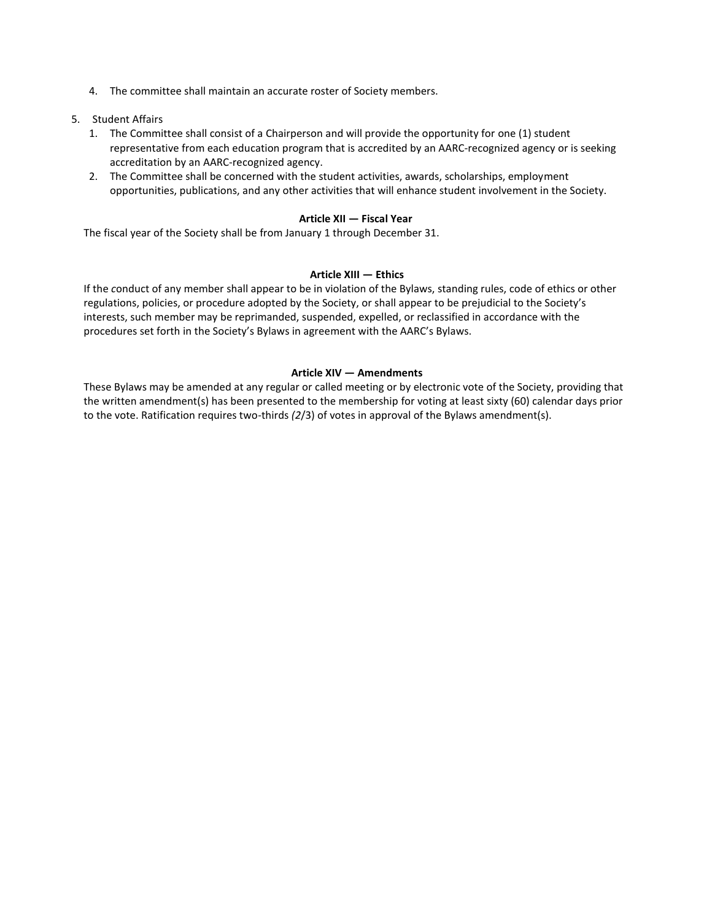4. The committee shall maintain an accurate roster of Society members.

5. Student Affairs
   1. The Committee shall consist of a Chairperson and will provide the opportunity for one (1) student representative from each education program that is accredited by an AARC-recognized agency or is seeking accreditation by an AARC-recognized agency.
   2. The Committee shall be concerned with the student activities, awards, scholarships, employment opportunities, publications, and any other activities that will enhance student involvement in the Society.

### Article XII — Fiscal Year

The fiscal year of the Society shall be from January 1 through December 31.

### Article XIII — Ethics

If the conduct of any member shall appear to be in violation of the Bylaws, standing rules, code of ethics or other regulations, policies, or procedure adopted by the Society, or shall appear to be prejudicial to the Society's interests, such member may be reprimanded, suspended, expelled, or reclassified in accordance with the procedures set forth in the Society's Bylaws in agreement with the AARC's Bylaws.

### Article XIV — Amendments

These Bylaws may be amended at any regular or called meeting or by electronic vote of the Society, providing that the written amendment(s) has been presented to the membership for voting at least sixty (60) calendar days prior to the vote. Ratification requires two-thirds (*2*/3) of votes in approval of the Bylaws amendment(s).